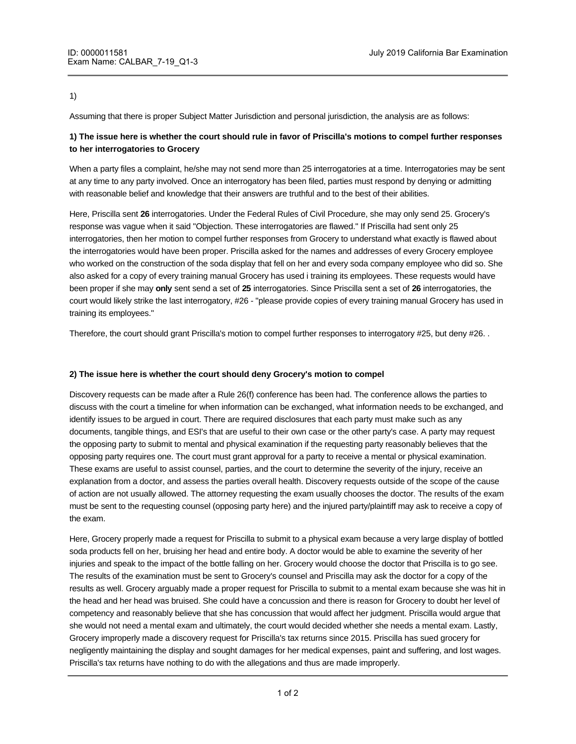1)

Assuming that there is proper Subject Matter Jurisdiction and personal jurisdiction, the analysis are as follows:

**1) The issue here is whether the court should rule in favor of Priscilla's motions to compel further responses to her interrogatories to Grocery**

When a party files a complaint, he/she may not send more than 25 interrogatories at a time. Interrogatories may be sent at any time to any party involved. Once an interrogatory has been filed, parties must respond by denying or admitting with reasonable belief and knowledge that their answers are truthful and to the best of their abilities.

Here, Priscilla sent **26** interrogatories. Under the Federal Rules of Civil Procedure, she may only send 25. Grocery's response was vague when it said "Objection. These interrogatories are flawed." If Priscilla had sent only 25 interrogatories, then her motion to compel further responses from Grocery to understand what exactly is flawed about the interrogatories would have been proper. Priscilla asked for the names and addresses of every Grocery employee who worked on the construction of the soda display that fell on her and every soda company employee who did so. She also asked for a copy of every training manual Grocery has used i training its employees. These requests would have been proper if she may **only** sent send a set of **25** interrogatories. Since Priscilla sent a set of **26** interrogatories, the court would likely strike the last interrogatory, #26 - "please provide copies of every training manual Grocery has used in training its employees."

Therefore, the court should grant Priscilla's motion to compel further responses to interrogatory #25, but deny #26. .

**2) The issue here is whether the court should deny Grocery's motion to compel**

Discovery requests can be made after a Rule 26(f) conference has been had. The conference allows the parties to discuss with the court a timeline for when information can be exchanged, what information needs to be exchanged, and identify issues to be argued in court. There are required disclosures that each party must make such as any documents, tangible things, and ESI's that are useful to their own case or the other party's case. A party may request the opposing party to submit to mental and physical examination if the requesting party reasonably believes that the opposing party requires one. The court must grant approval for a party to receive a mental or physical examination. These exams are useful to assist counsel, parties, and the court to determine the severity of the injury, receive an explanation from a doctor, and assess the parties overall health. Discovery requests outside of the scope of the cause of action are not usually allowed. The attorney requesting the exam usually chooses the doctor. The results of the exam must be sent to the requesting counsel (opposing party here) and the injured party/plaintiff may ask to receive a copy of the exam.

Here, Grocery properly made a request for Priscilla to submit to a physical exam because a very large display of bottled soda products fell on her, bruising her head and entire body. A doctor would be able to examine the severity of her injuries and speak to the impact of the bottle falling on her. Grocery would choose the doctor that Priscilla is to go see. The results of the examination must be sent to Grocery's counsel and Priscilla may ask the doctor for a copy of the results as well. Grocery arguably made a proper request for Priscilla to submit to a mental exam because she was hit in the head and her head was bruised. She could have a concussion and there is reason for Grocery to doubt her level of competency and reasonably believe that she has concussion that would affect her judgment. Priscilla would argue that she would not need a mental exam and ultimately, the court would decided whether she needs a mental exam. Lastly, Grocery improperly made a discovery request for Priscilla's tax returns since 2015. Priscilla has sued grocery for negligently maintaining the display and sought damages for her medical expenses, paint and suffering, and lost wages. Priscilla's tax returns have nothing to do with the allegations and thus are made improperly.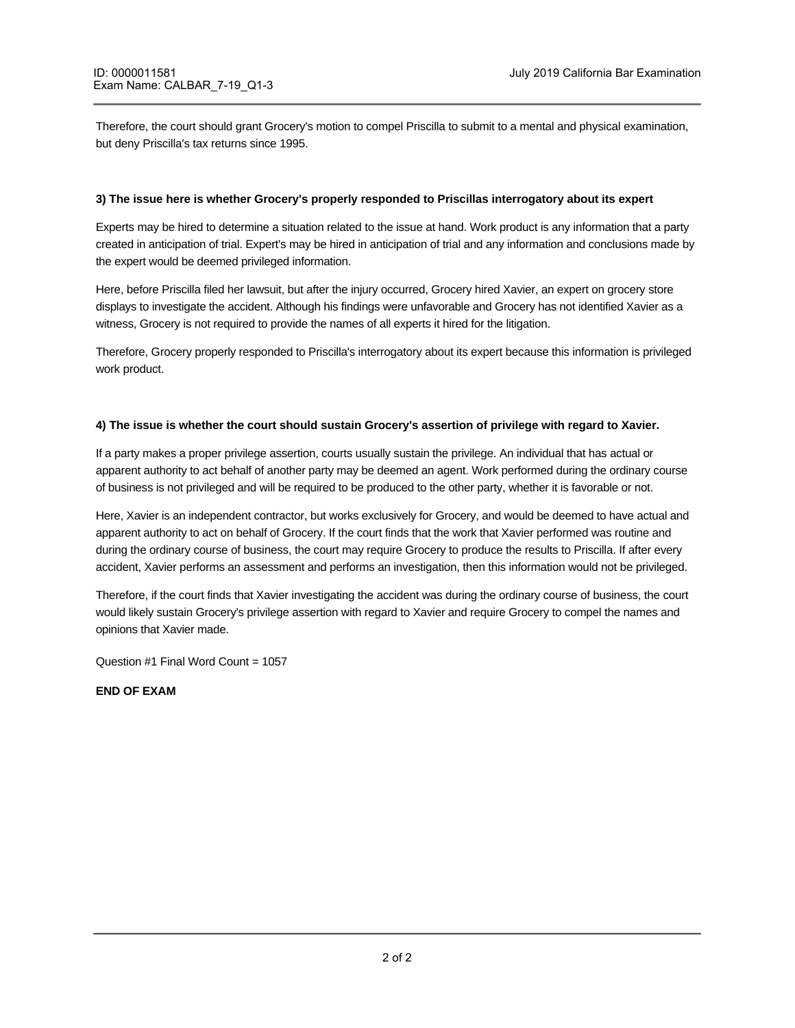Therefore, the court should grant Grocery's motion to compel Priscilla to submit to a mental and physical examination, but deny Priscilla's tax returns since 1995.

**3) The issue here is whether Grocery's properly responded to Priscillas interrogatory about its expert**

Experts may be hired to determine a situation related to the issue at hand. Work product is any information that a party created in anticipation of trial. Expert's may be hired in anticipation of trial and any information and conclusions made by the expert would be deemed privileged information.

Here, before Priscilla filed her lawsuit, but after the injury occurred, Grocery hired Xavier, an expert on grocery store displays to investigate the accident. Although his findings were unfavorable and Grocery has not identified Xavier as a witness, Grocery is not required to provide the names of all experts it hired for the litigation.

Therefore, Grocery properly responded to Priscilla's interrogatory about its expert because this information is privileged work product.

**4) The issue is whether the court should sustain Grocery's assertion of privilege with regard to Xavier.**

If a party makes a proper privilege assertion, courts usually sustain the privilege. An individual that has actual or apparent authority to act behalf of another party may be deemed an agent. Work performed during the ordinary course of business is not privileged and will be required to be produced to the other party, whether it is favorable or not.

Here, Xavier is an independent contractor, but works exclusively for Grocery, and would be deemed to have actual and apparent authority to act on behalf of Grocery. If the court finds that the work that Xavier performed was routine and during the ordinary course of business, the court may require Grocery to produce the results to Priscilla. If after every accident, Xavier performs an assessment and performs an investigation, then this information would not be privileged.

Therefore, if the court finds that Xavier investigating the accident was during the ordinary course of business, the court would likely sustain Grocery's privilege assertion with regard to Xavier and require Grocery to compel the names and opinions that Xavier made.

Question #1 Final Word Count = 1057

**END OF EXAM**